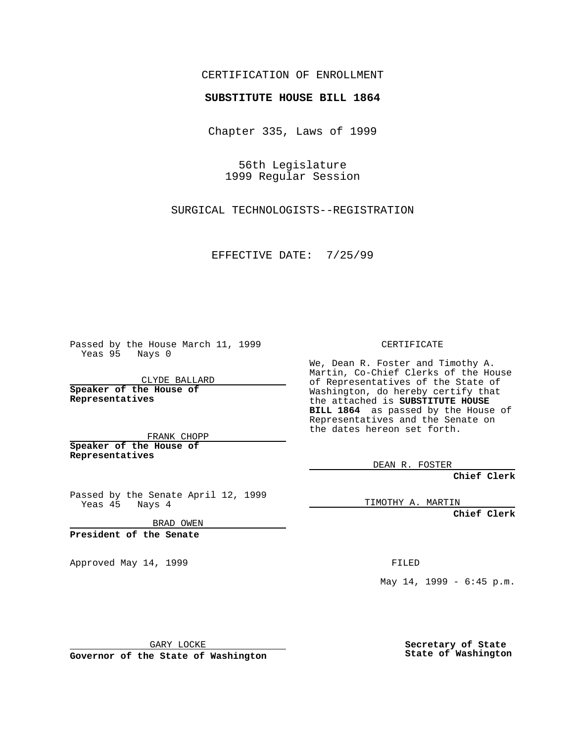CERTIFICATION OF ENROLLMENT

**SUBSTITUTE HOUSE BILL 1864**

Chapter 335, Laws of 1999

56th Legislature
1999 Regular Session

SURGICAL TECHNOLOGISTS--REGISTRATION

EFFECTIVE DATE: 7/25/99

Passed by the House March 11, 1999
Yeas 95 Nays 0

CLYDE BALLARD
**Speaker of the House of Representatives**

FRANK CHOPP
**Speaker of the House of Representatives**

Passed by the Senate April 12, 1999
Yeas 45 Nays 4

BRAD OWEN
**President of the Senate**

Approved May 14, 1999

GARY LOCKE
**Governor of the State of Washington**

CERTIFICATE

We, Dean R. Foster and Timothy A. Martin, Co-Chief Clerks of the House of Representatives of the State of Washington, do hereby certify that the attached is **SUBSTITUTE HOUSE BILL 1864** as passed by the House of Representatives and the Senate on the dates hereon set forth.

DEAN R. FOSTER
**Chief Clerk**

TIMOTHY A. MARTIN
**Chief Clerk**

FILED

May 14, 1999 - 6:45 p.m.

**Secretary of State**
**State of Washington**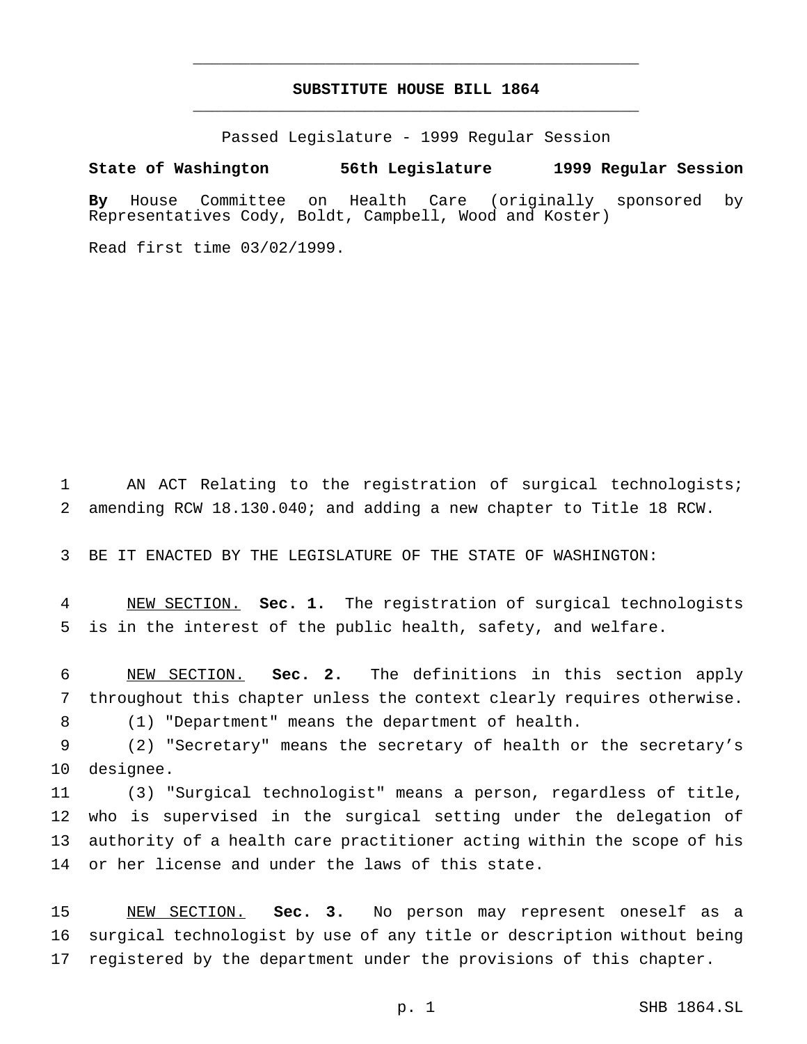# SUBSTITUTE HOUSE BILL 1864

Passed Legislature - 1999 Regular Session

**State of Washington 56th Legislature 1999 Regular Session**

**By** House Committee on Health Care (originally sponsored by Representatives Cody, Boldt, Campbell, Wood and Koster)

Read first time 03/02/1999.

AN ACT Relating to the registration of surgical technologists; amending RCW 18.130.040; and adding a new chapter to Title 18 RCW.

BE IT ENACTED BY THE LEGISLATURE OF THE STATE OF WASHINGTON:

NEW SECTION. **Sec. 1.** The registration of surgical technologists is in the interest of the public health, safety, and welfare.

NEW SECTION. **Sec. 2.** The definitions in this section apply throughout this chapter unless the context clearly requires otherwise.

(1) "Department" means the department of health.

(2) "Secretary" means the secretary of health or the secretary's designee.

(3) "Surgical technologist" means a person, regardless of title, who is supervised in the surgical setting under the delegation of authority of a health care practitioner acting within the scope of his or her license and under the laws of this state.

NEW SECTION. **Sec. 3.** No person may represent oneself as a surgical technologist by use of any title or description without being registered by the department under the provisions of this chapter.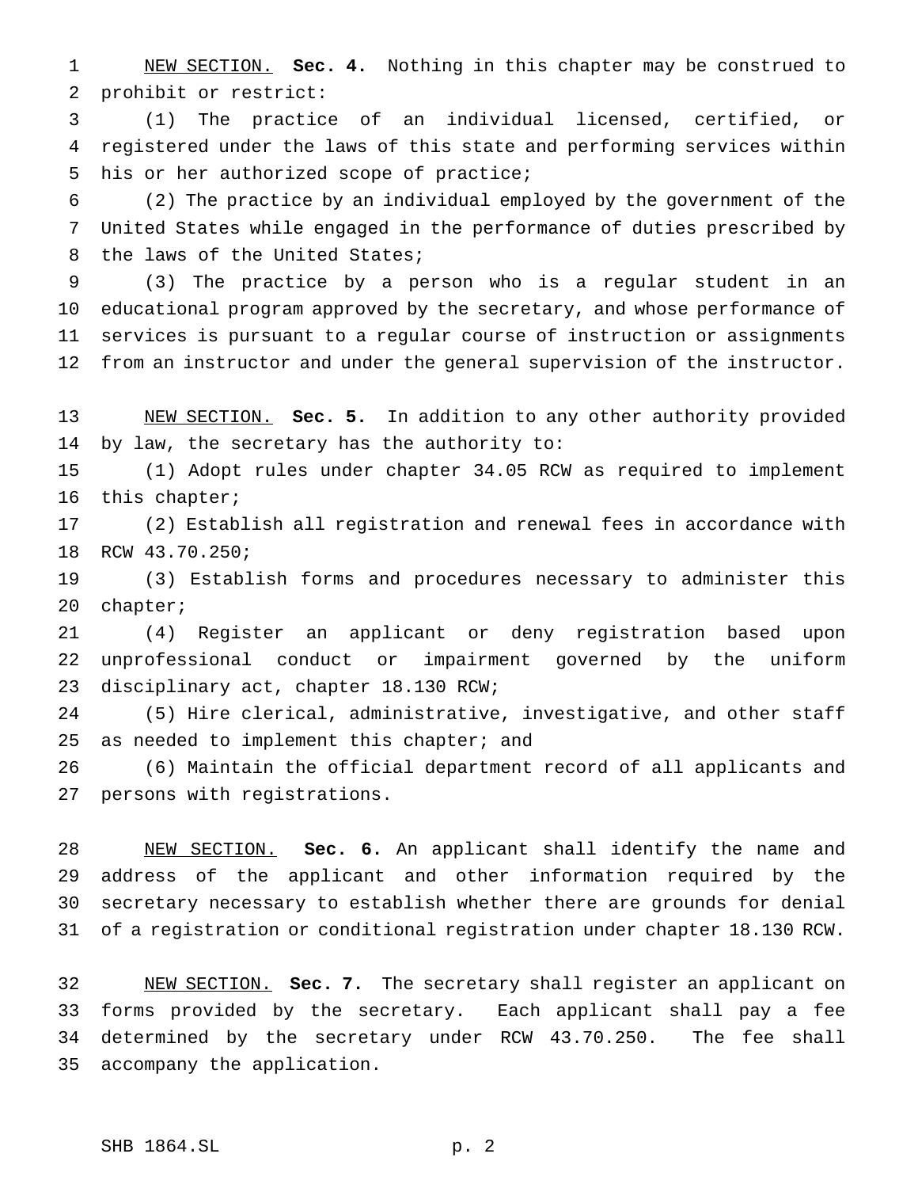NEW SECTION. **Sec. 4.** Nothing in this chapter may be construed to prohibit or restrict:

(1) The practice of an individual licensed, certified, or registered under the laws of this state and performing services within his or her authorized scope of practice;

(2) The practice by an individual employed by the government of the United States while engaged in the performance of duties prescribed by the laws of the United States;

(3) The practice by a person who is a regular student in an educational program approved by the secretary, and whose performance of services is pursuant to a regular course of instruction or assignments from an instructor and under the general supervision of the instructor.

NEW SECTION. **Sec. 5.** In addition to any other authority provided by law, the secretary has the authority to:

(1) Adopt rules under chapter 34.05 RCW as required to implement this chapter;

(2) Establish all registration and renewal fees in accordance with RCW 43.70.250;

(3) Establish forms and procedures necessary to administer this chapter;

(4) Register an applicant or deny registration based upon unprofessional conduct or impairment governed by the uniform disciplinary act, chapter 18.130 RCW;

(5) Hire clerical, administrative, investigative, and other staff as needed to implement this chapter; and

(6) Maintain the official department record of all applicants and persons with registrations.

NEW SECTION. **Sec. 6.** An applicant shall identify the name and address of the applicant and other information required by the secretary necessary to establish whether there are grounds for denial of a registration or conditional registration under chapter 18.130 RCW.

NEW SECTION. **Sec. 7.** The secretary shall register an applicant on forms provided by the secretary. Each applicant shall pay a fee determined by the secretary under RCW 43.70.250. The fee shall accompany the application.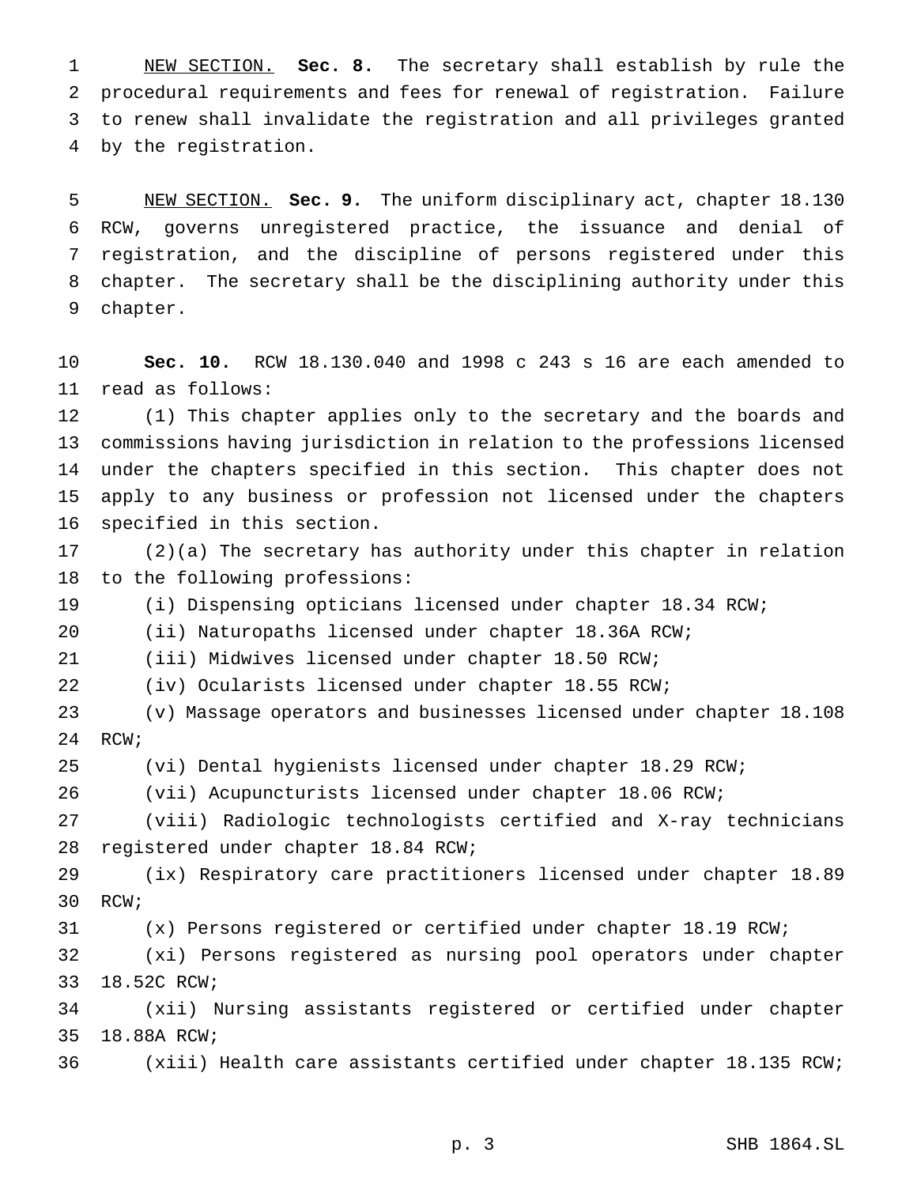NEW SECTION. **Sec. 8.** The secretary shall establish by rule the procedural requirements and fees for renewal of registration. Failure to renew shall invalidate the registration and all privileges granted by the registration.

NEW SECTION. **Sec. 9.** The uniform disciplinary act, chapter 18.130 RCW, governs unregistered practice, the issuance and denial of registration, and the discipline of persons registered under this chapter. The secretary shall be the disciplining authority under this chapter.

**Sec. 10.** RCW 18.130.040 and 1998 c 243 s 16 are each amended to read as follows:

(1) This chapter applies only to the secretary and the boards and commissions having jurisdiction in relation to the professions licensed under the chapters specified in this section. This chapter does not apply to any business or profession not licensed under the chapters specified in this section.

(2)(a) The secretary has authority under this chapter in relation to the following professions:

(i) Dispensing opticians licensed under chapter 18.34 RCW;

(ii) Naturopaths licensed under chapter 18.36A RCW;

(iii) Midwives licensed under chapter 18.50 RCW;

(iv) Ocularists licensed under chapter 18.55 RCW;

(v) Massage operators and businesses licensed under chapter 18.108 RCW;

(vi) Dental hygienists licensed under chapter 18.29 RCW;

(vii) Acupuncturists licensed under chapter 18.06 RCW;

(viii) Radiologic technologists certified and X-ray technicians registered under chapter 18.84 RCW;

(ix) Respiratory care practitioners licensed under chapter 18.89 RCW;

(x) Persons registered or certified under chapter 18.19 RCW;

(xi) Persons registered as nursing pool operators under chapter 18.52C RCW;

(xii) Nursing assistants registered or certified under chapter 18.88A RCW;

(xiii) Health care assistants certified under chapter 18.135 RCW;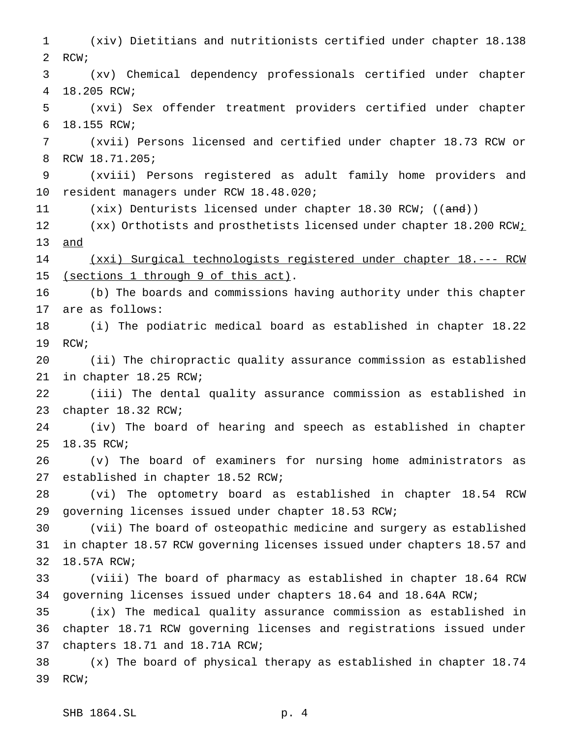(xiv) Dietitians and nutritionists certified under chapter 18.138 RCW;

(xv) Chemical dependency professionals certified under chapter 18.205 RCW;

(xvi) Sex offender treatment providers certified under chapter 18.155 RCW;

(xvii) Persons licensed and certified under chapter 18.73 RCW or RCW 18.71.205;

(xviii) Persons registered as adult family home providers and resident managers under RCW 18.48.020;

(xix) Denturists licensed under chapter 18.30 RCW; ((~~and~~))

(xx) Orthotists and prosthetists licensed under chapter 18.200 RCW<u>; and</u>

<u>(xxi) Surgical technologists registered under chapter 18.--- RCW (sections 1 through 9 of this act)</u>.

(b) The boards and commissions having authority under this chapter are as follows:

(i) The podiatric medical board as established in chapter 18.22 RCW;

(ii) The chiropractic quality assurance commission as established in chapter 18.25 RCW;

(iii) The dental quality assurance commission as established in chapter 18.32 RCW;

(iv) The board of hearing and speech as established in chapter 18.35 RCW;

(v) The board of examiners for nursing home administrators as established in chapter 18.52 RCW;

(vi) The optometry board as established in chapter 18.54 RCW governing licenses issued under chapter 18.53 RCW;

(vii) The board of osteopathic medicine and surgery as established in chapter 18.57 RCW governing licenses issued under chapters 18.57 and 18.57A RCW;

(viii) The board of pharmacy as established in chapter 18.64 RCW governing licenses issued under chapters 18.64 and 18.64A RCW;

(ix) The medical quality assurance commission as established in chapter 18.71 RCW governing licenses and registrations issued under chapters 18.71 and 18.71A RCW;

(x) The board of physical therapy as established in chapter 18.74 RCW;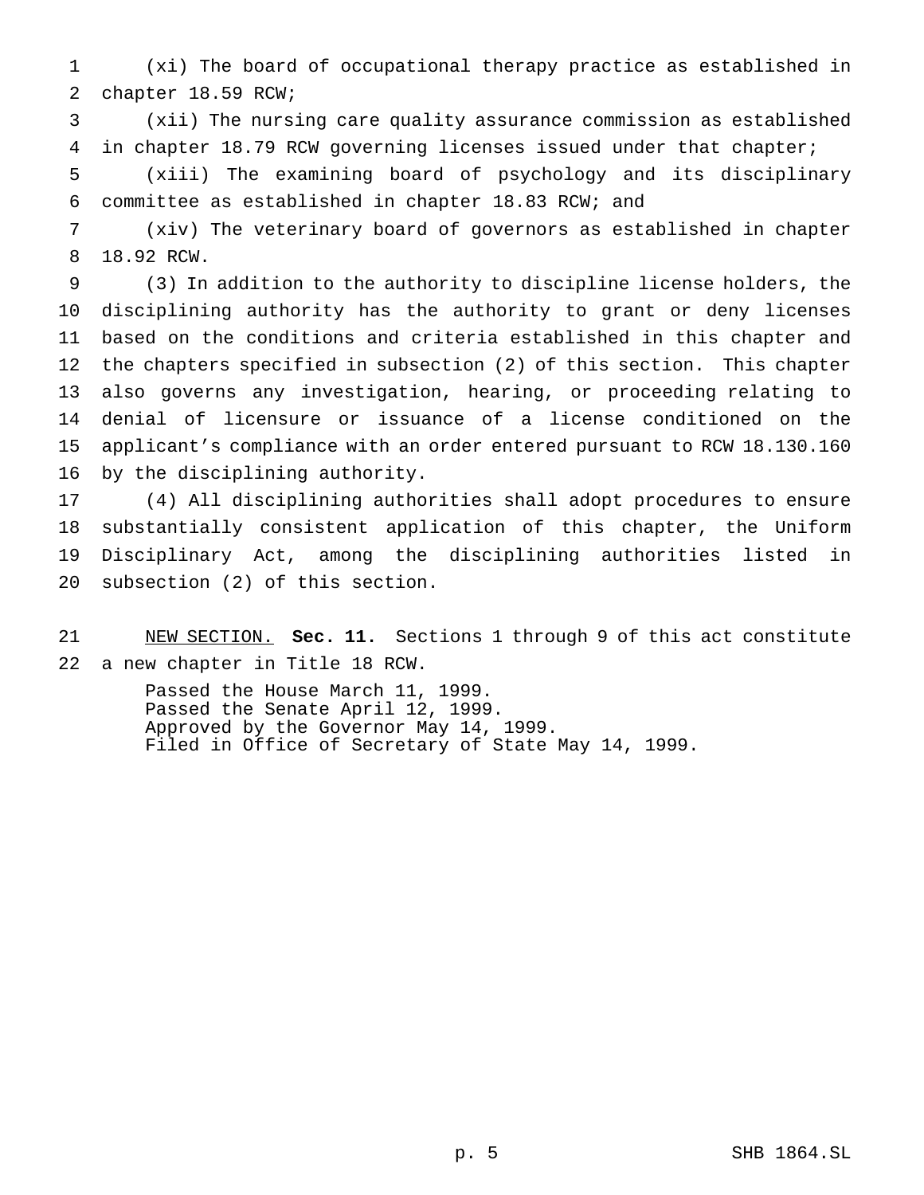(xi) The board of occupational therapy practice as established in chapter 18.59 RCW;

(xii) The nursing care quality assurance commission as established in chapter 18.79 RCW governing licenses issued under that chapter;

(xiii) The examining board of psychology and its disciplinary committee as established in chapter 18.83 RCW; and

(xiv) The veterinary board of governors as established in chapter 18.92 RCW.

(3) In addition to the authority to discipline license holders, the disciplining authority has the authority to grant or deny licenses based on the conditions and criteria established in this chapter and the chapters specified in subsection (2) of this section. This chapter also governs any investigation, hearing, or proceeding relating to denial of licensure or issuance of a license conditioned on the applicant's compliance with an order entered pursuant to RCW 18.130.160 by the disciplining authority.

(4) All disciplining authorities shall adopt procedures to ensure substantially consistent application of this chapter, the Uniform Disciplinary Act, among the disciplining authorities listed in subsection (2) of this section.

NEW SECTION. **Sec. 11.** Sections 1 through 9 of this act constitute a new chapter in Title 18 RCW.

Passed the House March 11, 1999.
Passed the Senate April 12, 1999.
Approved by the Governor May 14, 1999.
Filed in Office of Secretary of State May 14, 1999.